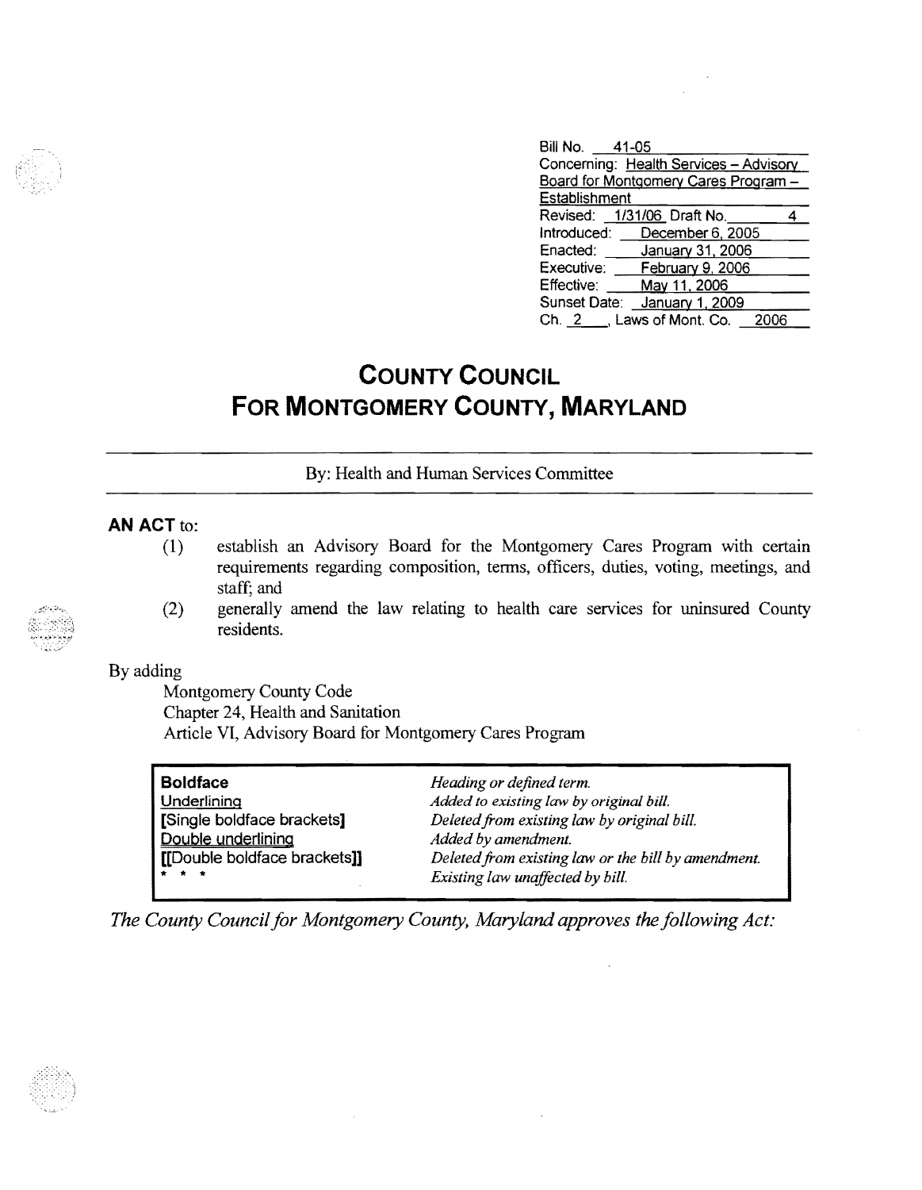Bill No. 41-05
Concerning: Health Services – Advisory Board for Montgomery Cares Program – Establishment
Revised: 1/31/06 Draft No. 4
Introduced: December 6, 2005
Enacted: January 31, 2006
Executive: February 9, 2006
Effective: May 11, 2006
Sunset Date: January 1, 2009
Ch. 2, Laws of Mont. Co. 2006

# COUNTY COUNCIL FOR MONTGOMERY COUNTY, MARYLAND

By: Health and Human Services Committee

**AN ACT** to:

(1) establish an Advisory Board for the Montgomery Cares Program with certain requirements regarding composition, terms, officers, duties, voting, meetings, and staff; and

(2) generally amend the law relating to health care services for uninsured County residents.

By adding

Montgomery County Code
Chapter 24, Health and Sanitation
Article VI, Advisory Board for Montgomery Cares Program

| | |
|---|---|
| **Boldface** | *Heading or defined term.* |
| Underlining | *Added to existing law by original bill.* |
| [Single boldface brackets] | *Deleted from existing law by original bill.* |
| Double underlining | *Added by amendment.* |
| [[Double boldface brackets]] | *Deleted from existing law or the bill by amendment.* |
| * * * | *Existing law unaffected by bill.* |

*The County Council for Montgomery County, Maryland approves the following Act:*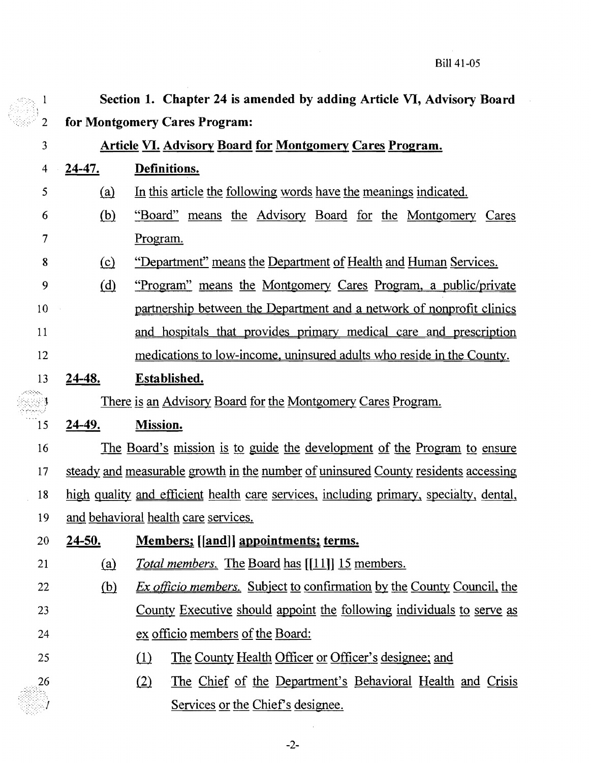**Section 1. Chapter 24 is amended by adding Article VI, Advisory Board for Montgomery Cares Program:**

**Article VI. Advisory Board for Montgomery Cares Program.**

**24-47. Definitions.**

(a) In this article the following words have the meanings indicated.

(b) "Board" means the Advisory Board for the Montgomery Cares Program.

(c) "Department" means the Department of Health and Human Services.

(d) "Program" means the Montgomery Cares Program, a public/private partnership between the Department and a network of nonprofit clinics and hospitals that provides primary medical care and prescription medications to low-income, uninsured adults who reside in the County.

**24-48. Established.**

There is an Advisory Board for the Montgomery Cares Program.

**24-49. Mission.**

The Board's mission is to guide the development of the Program to ensure steady and measurable growth in the number of uninsured County residents accessing high quality and efficient health care services, including primary, specialty, dental, and behavioral health care services.

**24-50. Members; [[and]] appointments; terms.**

(a) *Total members.* The Board has [[11]] 15 members.

(b) *Ex officio members.* Subject to confirmation by the County Council, the County Executive should appoint the following individuals to serve as ex officio members of the Board:

(1) The County Health Officer or Officer's designee; and

(2) The Chief of the Department's Behavioral Health and Crisis Services or the Chief's designee.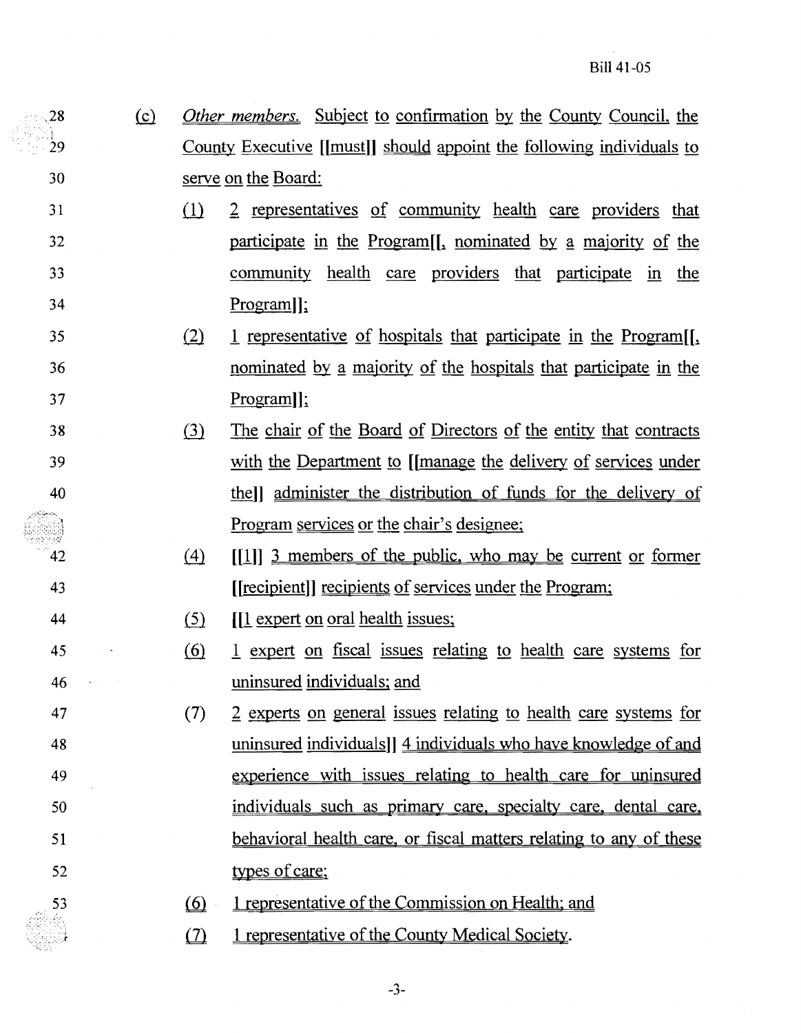28 (c) *Other members.* Subject to confirmation by the County Council, the
29 County Executive [[must]] should appoint the following individuals to
30 serve on the Board:

31 (1) 2 representatives of community health care providers that
32 participate in the Program[[, nominated by a majority of the
33 community health care providers that participate in the
34 Program]];

35 (2) 1 representative of hospitals that participate in the Program[[,
36 nominated by a majority of the hospitals that participate in the
37 Program]];

38 (3) The chair of the Board of Directors of the entity that contracts
39 with the Department to [[manage the delivery of services under
40 the]] administer the distribution of funds for the delivery of
41 Program services or the chair's designee;

42 (4) [[1]] 3 members of the public, who may be current or former
43 [[recipient]] recipients of services under the Program;

44 (5) [[1 expert on oral health issues;

45 (6) 1 expert on fiscal issues relating to health care systems for
46 uninsured individuals; and

47 (7) 2 experts on general issues relating to health care systems for
48 uninsured individuals]] 4 individuals who have knowledge of and
49 experience with issues relating to health care for uninsured
50 individuals such as primary care, specialty care, dental care,
51 behavioral health care, or fiscal matters relating to any of these
52 types of care;

53 (6) 1 representative of the Commission on Health; and

54 (7) 1 representative of the County Medical Society.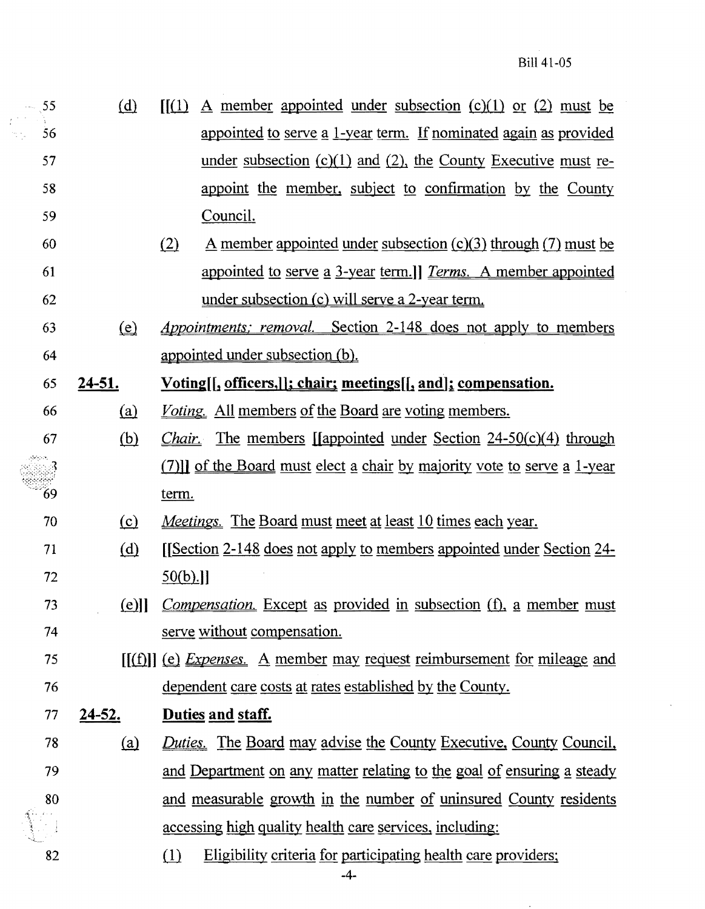55 (d) [[(1) A member appointed under subsection (c)(1) or (2) must be
56 appointed to serve a 1-year term. If nominated again as provided
57 under subsection (c)(1) and (2), the County Executive must re-
58 appoint the member, subject to confirmation by the County
59 Council.

60 (2) A member appointed under subsection (c)(3) through (7) must be
61 appointed to serve a 3-year term.]] *Terms.* A member appointed
62 under subsection (c) will serve a 2-year term.

63 (e) *Appointments; removal.* Section 2-148 does not apply to members
64 appointed under subsection (b).

65 **24-51. Voting[[, officers,]]; chair; meetings[[, and]]; compensation.**

66 (a) *Voting.* All members of the Board are voting members.

67 (b) *Chair.* The members [[appointed under Section 24-50(c)(4) through
68 (7)]] of the Board must elect a chair by majority vote to serve a 1-year
69 term.

70 (c) *Meetings.* The Board must meet at least 10 times each year.

71 (d) [[Section 2-148 does not apply to members appointed under Section 24-
72 50(b).]]

73 (e)]] *Compensation.* Except as provided in subsection (f), a member must
74 serve without compensation.

75 [[(f)]] (e) *Expenses.* A member may request reimbursement for mileage and
76 dependent care costs at rates established by the County.

77 **24-52. Duties and staff.**

78 (a) *Duties.* The Board may advise the County Executive, County Council,
79 and Department on any matter relating to the goal of ensuring a steady
80 and measurable growth in the number of uninsured County residents
81 accessing high quality health care services, including:

82 (1) Eligibility criteria for participating health care providers;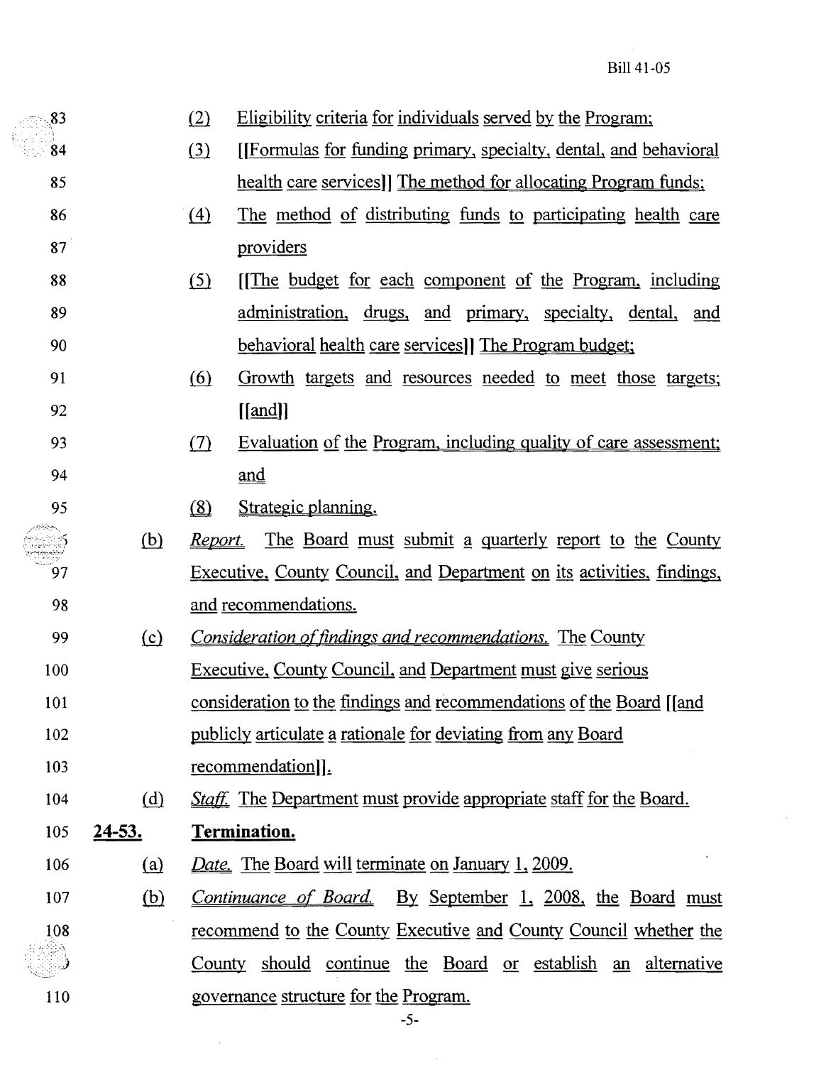83 (2) Eligibility criteria for individuals served by the Program;

84 (3) [[Formulas for funding primary, specialty, dental, and behavioral

85 health care services]] The method for allocating Program funds;

86 (4) The method of distributing funds to participating health care

87 providers

88 (5) [[The budget for each component of the Program, including

89 administration, drugs, and primary, specialty, dental, and

90 behavioral health care services]] The Program budget;

91 (6) Growth targets and resources needed to meet those targets;

92 [[and]]

93 (7) Evaluation of the Program, including quality of care assessment;

94 and

95 (8) Strategic planning.

96 (b) *Report.* The Board must submit a quarterly report to the County

97 Executive, County Council, and Department on its activities, findings,

98 and recommendations.

99 (c) *Consideration of findings and recommendations.* The County

100 Executive, County Council, and Department must give serious

101 consideration to the findings and recommendations of the Board [[and

102 publicly articulate a rationale for deviating from any Board

103 recommendation]].

104 (d) *Staff.* The Department must provide appropriate staff for the Board.

105 **24-53. Termination.**

106 (a) *Date.* The Board will terminate on January 1, 2009.

107 (b) *Continuance of Board.* By September 1, 2008, the Board must

108 recommend to the County Executive and County Council whether the

109 County should continue the Board or establish an alternative

110 governance structure for the Program.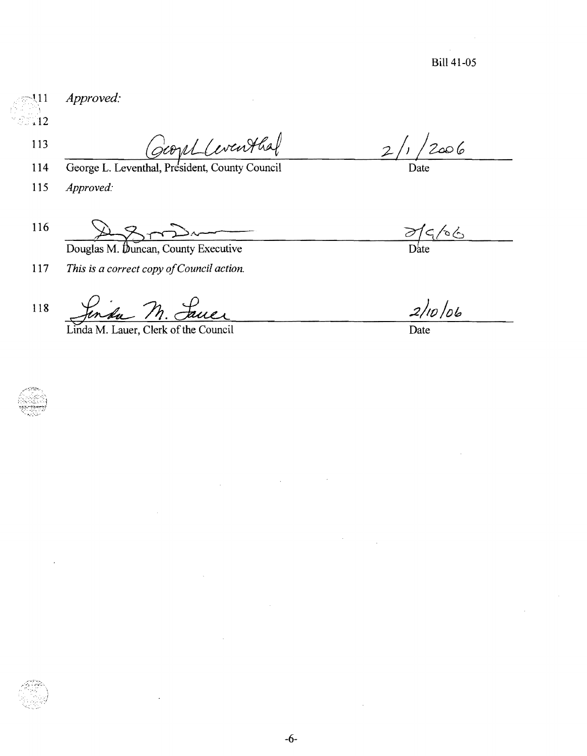111 *Approved:*

112

113 *[signature]* 2/1/2006

114 George L. Leventhal, President, County Council — Date

115 *Approved:*

116 *[signature]* 2/9/06

Douglas M. Duncan, County Executive — Date

117 *This is a correct copy of Council action.*

118 *[signature]* 2/10/06

Linda M. Lauer, Clerk of the Council — Date